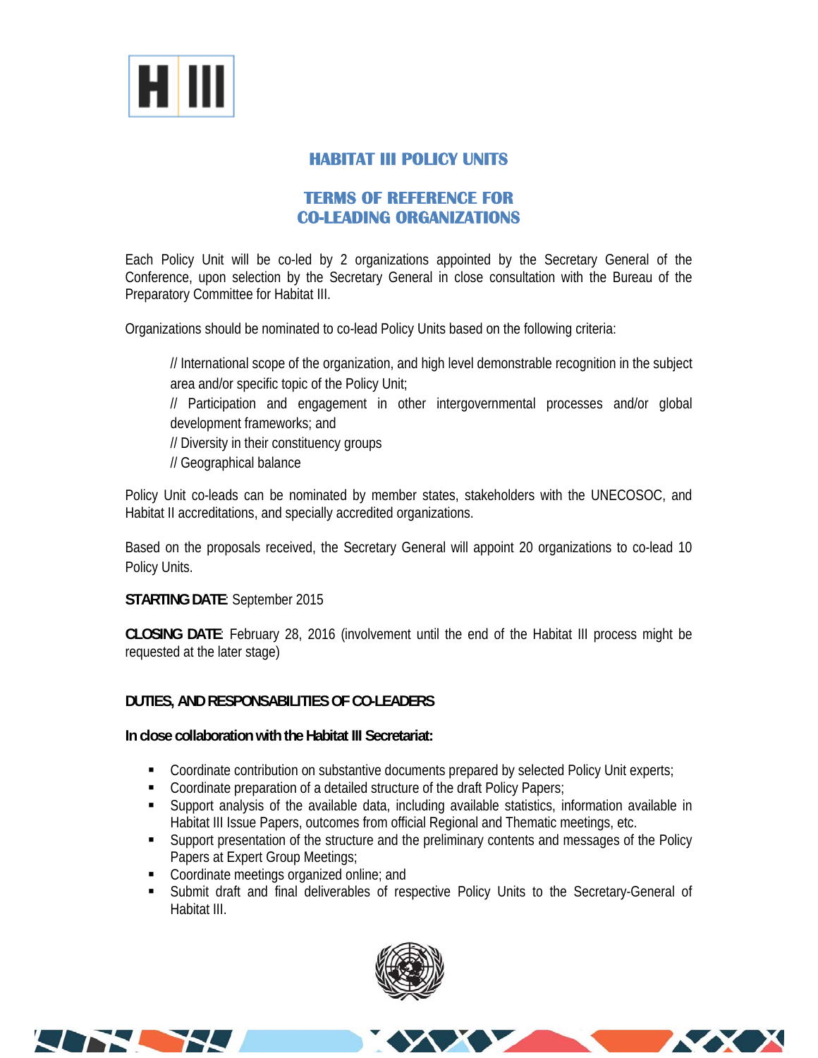# HABITAT III POLICY UNITS

## TERMS OF REFERENCE FOR CO-LEADING ORGANIZATIONS

Each Policy Unit will be co-led by 2 organizations appointed by the Secretary General of the Conference, upon selection by the Secretary General in close consultation with the Bureau of the Preparatory Committee for Habitat III.

Organizations should be nominated to co-lead Policy Units based on the following criteria:

// International scope of the organization, and high level demonstrable recognition in the subject area and/or specific topic of the Policy Unit;
// Participation and engagement in other intergovernmental processes and/or global development frameworks; and
// Diversity in their constituency groups
// Geographical balance

Policy Unit co-leads can be nominated by member states, stakeholders with the UNECOSOC, and Habitat II accreditations, and specially accredited organizations.

Based on the proposals received, the Secretary General will appoint 20 organizations to co-lead 10 Policy Units.

**STARTING DATE**: September 2015

**CLOSING DATE**: February 28, 2016 (involvement until the end of the Habitat III process might be requested at the later stage)

**DUTIES, AND RESPONSABILITIES OF CO-LEADERS**

**In close collaboration with the Habitat III Secretariat:**

- Coordinate contribution on substantive documents prepared by selected Policy Unit experts;
- Coordinate preparation of a detailed structure of the draft Policy Papers;
- Support analysis of the available data, including available statistics, information available in Habitat III Issue Papers, outcomes from official Regional and Thematic meetings, etc.
- Support presentation of the structure and the preliminary contents and messages of the Policy Papers at Expert Group Meetings;
- Coordinate meetings organized online; and
- Submit draft and final deliverables of respective Policy Units to the Secretary-General of Habitat III.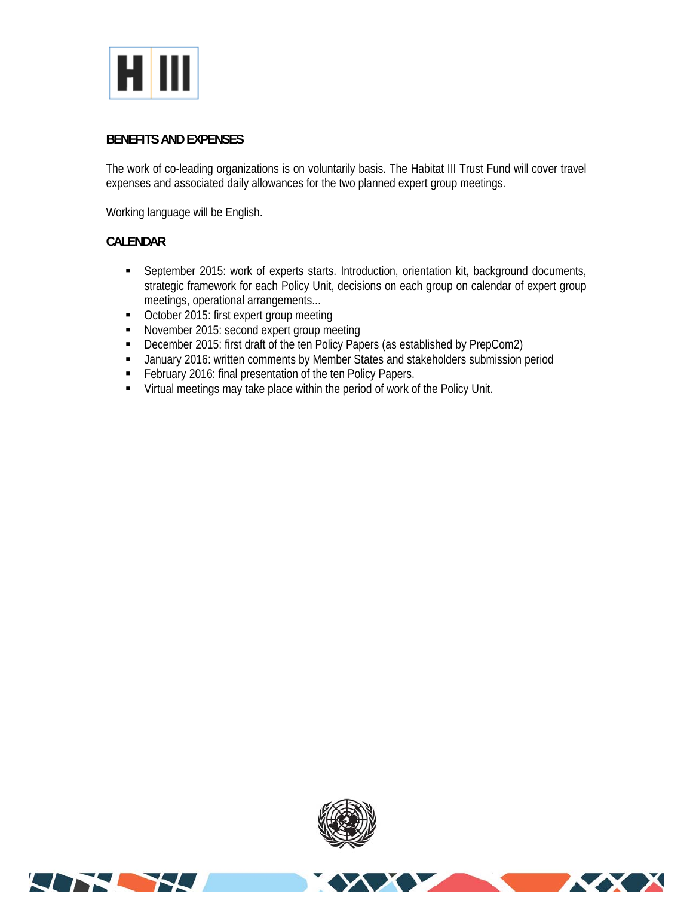**BENEFITS AND EXPENSES**

The work of co-leading organizations is on voluntarily basis. The Habitat III Trust Fund will cover travel expenses and associated daily allowances for the two planned expert group meetings.

Working language will be English.

**CALENDAR**

- September 2015: work of experts starts. Introduction, orientation kit, background documents, strategic framework for each Policy Unit, decisions on each group on calendar of expert group meetings, operational arrangements...
- October 2015: first expert group meeting
- November 2015: second expert group meeting
- December 2015: first draft of the ten Policy Papers (as established by PrepCom2)
- January 2016: written comments by Member States and stakeholders submission period
- February 2016: final presentation of the ten Policy Papers.
- Virtual meetings may take place within the period of work of the Policy Unit.